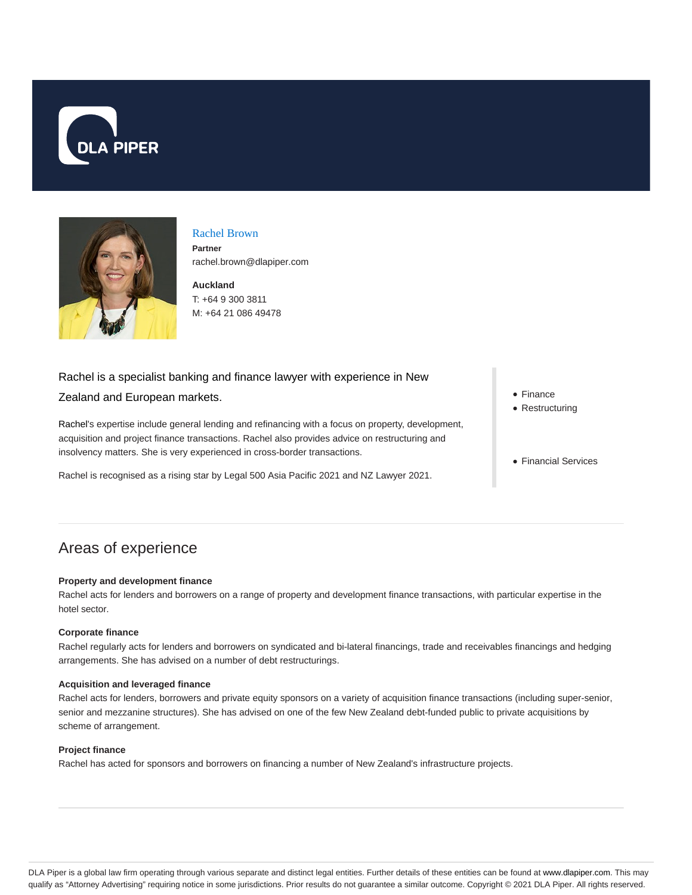DLA PIPER

## Rachel Brown

**Partner**

rachel.brown@dlapiper.com

**Auckland**

T: +64 9 300 3811

M: +64 21 086 49478

Rachel is a specialist banking and finance lawyer with experience in New Zealand and European markets.

Rachel's expertise include general lending and refinancing with a focus on property, development, acquisition and project finance transactions. Rachel also provides advice on restructuring and insolvency matters. She is very experienced in cross-border transactions.

Rachel is recognised as a rising star by Legal 500 Asia Pacific 2021 and NZ Lawyer 2021.

- Finance
- Restructuring

- Financial Services

## Areas of experience

**Property and development finance**

Rachel acts for lenders and borrowers on a range of property and development finance transactions, with particular expertise in the hotel sector.

**Corporate finance**

Rachel regularly acts for lenders and borrowers on syndicated and bi-lateral financings, trade and receivables financings and hedging arrangements. She has advised on a number of debt restructurings.

**Acquisition and leveraged finance**

Rachel acts for lenders, borrowers and private equity sponsors on a variety of acquisition finance transactions (including super-senior, senior and mezzanine structures). She has advised on one of the few New Zealand debt-funded public to private acquisitions by scheme of arrangement.

**Project finance**

Rachel has acted for sponsors and borrowers on financing a number of New Zealand's infrastructure projects.

DLA Piper is a global law firm operating through various separate and distinct legal entities. Further details of these entities can be found at www.dlapiper.com. This may qualify as "Attorney Advertising" requiring notice in some jurisdictions. Prior results do not guarantee a similar outcome. Copyright © 2021 DLA Piper. All rights reserved.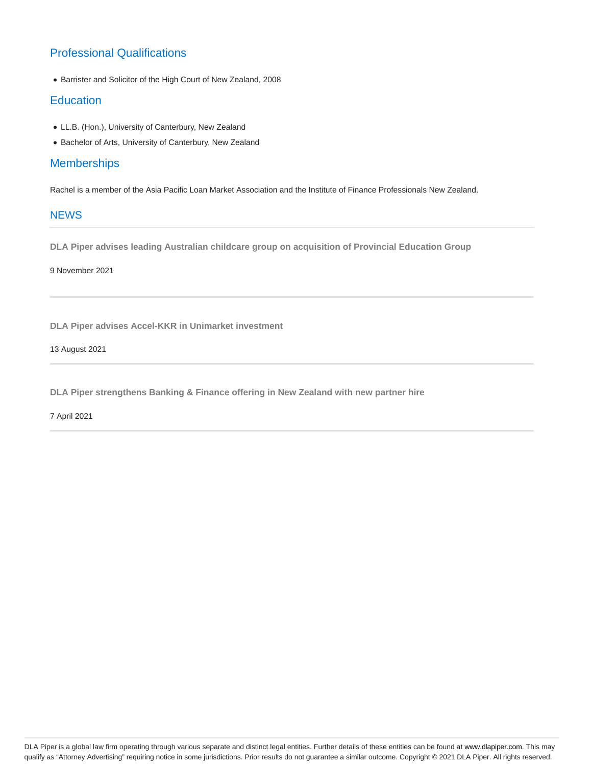## Professional Qualifications

- Barrister and Solicitor of the High Court of New Zealand, 2008

## Education

- LL.B. (Hon.), University of Canterbury, New Zealand
- Bachelor of Arts, University of Canterbury, New Zealand

## Memberships

Rachel is a member of the Asia Pacific Loan Market Association and the Institute of Finance Professionals New Zealand.

## NEWS

**DLA Piper advises leading Australian childcare group on acquisition of Provincial Education Group**

9 November 2021

---

**DLA Piper advises Accel-KKR in Unimarket investment**

13 August 2021

---

**DLA Piper strengthens Banking & Finance offering in New Zealand with new partner hire**

7 April 2021

---

DLA Piper is a global law firm operating through various separate and distinct legal entities. Further details of these entities can be found at www.dlapiper.com. This may qualify as "Attorney Advertising" requiring notice in some jurisdictions. Prior results do not guarantee a similar outcome. Copyright © 2021 DLA Piper. All rights reserved.